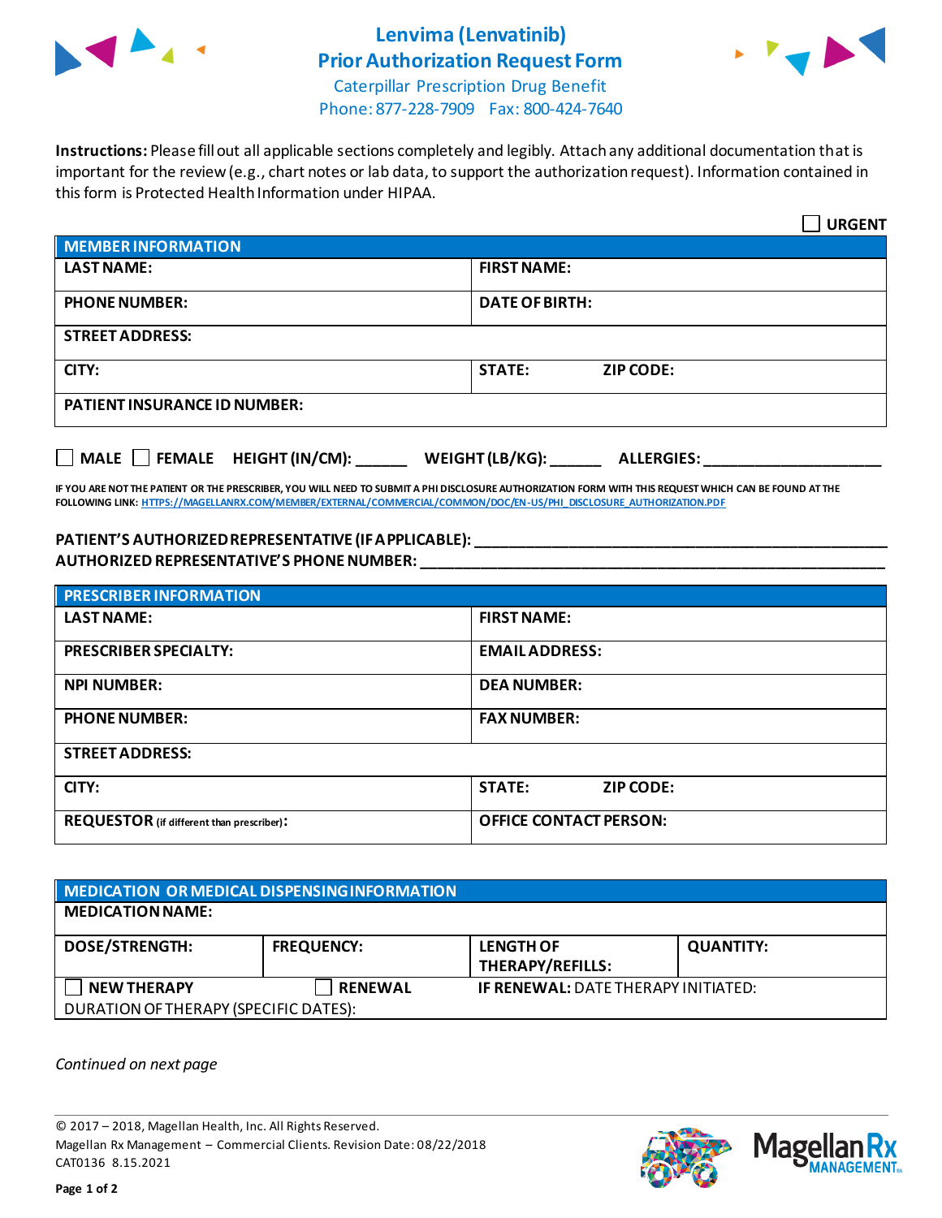# Lenvima (Lenvatinib) Prior Authorization Request Form

Caterpillar Prescription Drug Benefit
Phone: 877-228-7909 Fax: 800-424-7640

**Instructions:** Please fill out all applicable sections completely and legibly. Attach any additional documentation that is important for the review (e.g., chart notes or lab data, to support the authorization request). Information contained in this form is Protected Health Information under HIPAA.

☐ **URGENT**

| **MEMBER INFORMATION** | |
|---|---|
| **LAST NAME:** | **FIRST NAME:** |
| **PHONE NUMBER:** | **DATE OF BIRTH:** |
| **STREET ADDRESS:** | |
| **CITY:** | **STATE:** **ZIP CODE:** |
| **PATIENT INSURANCE ID NUMBER:** | |

☐ **MALE** ☐ **FEMALE** **HEIGHT (IN/CM):** ______ **WEIGHT (LB/KG):** ______ **ALLERGIES:** ____________________

**IF YOU ARE NOT THE PATIENT OR THE PRESCRIBER, YOU WILL NEED TO SUBMIT A PHI DISCLOSURE AUTHORIZATION FORM WITH THIS REQUEST WHICH CAN BE FOUND AT THE FOLLOWING LINK:** HTTPS://MAGELLANRX.COM/MEMBER/EXTERNAL/COMMERCIAL/COMMON/DOC/EN-US/PHI_DISCLOSURE_AUTHORIZATION.PDF

**PATIENT'S AUTHORIZED REPRESENTATIVE (IF APPLICABLE):** ____________________________________________

**AUTHORIZED REPRESENTATIVE'S PHONE NUMBER:** ____________________________________________

| **PRESCRIBER INFORMATION** | |
|---|---|
| **LAST NAME:** | **FIRST NAME:** |
| **PRESCRIBER SPECIALTY:** | **EMAIL ADDRESS:** |
| **NPI NUMBER:** | **DEA NUMBER:** |
| **PHONE NUMBER:** | **FAX NUMBER:** |
| **STREET ADDRESS:** | |
| **CITY:** | **STATE:** **ZIP CODE:** |
| **REQUESTOR** (if different than prescriber)**:** | **OFFICE CONTACT PERSON:** |

| **MEDICATION OR MEDICAL DISPENSING INFORMATION** | | | |
|---|---|---|---|
| **MEDICATION NAME:** | | | |
| **DOSE/STRENGTH:** | **FREQUENCY:** | **LENGTH OF THERAPY/REFILLS:** | **QUANTITY:** |
| ☐ **NEW THERAPY** | ☐ **RENEWAL** | **IF RENEWAL:** DATE THERAPY INITIATED: | |
| DURATION OF THERAPY (SPECIFIC DATES): | | | |

*Continued on next page*

© 2017 – 2018, Magellan Health, Inc. All Rights Reserved.
Magellan Rx Management – Commercial Clients. Revision Date: 08/22/2018
CAT0136 8.15.2021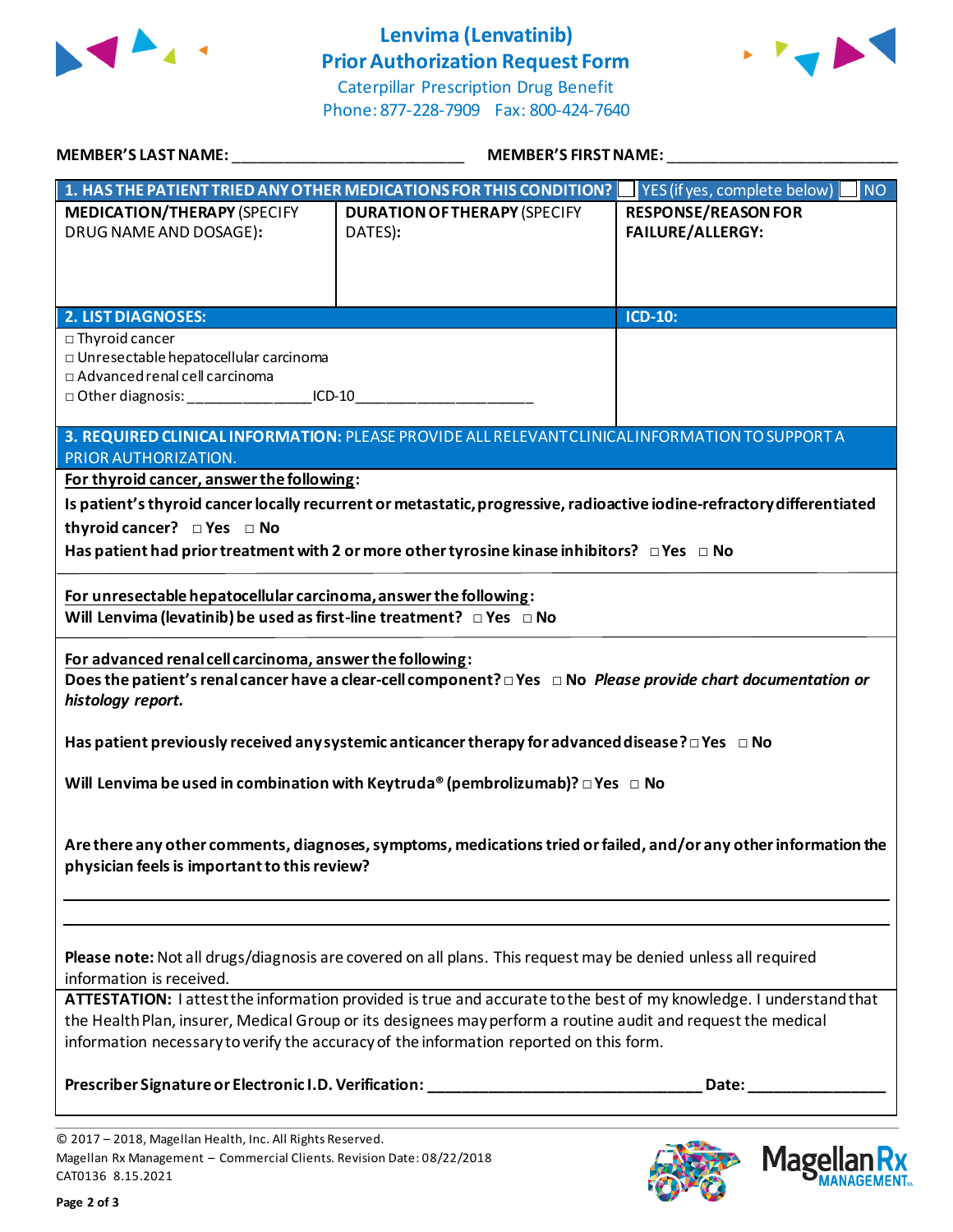# Lenvima (Lenvatinib) Prior Authorization Request Form

Caterpillar Prescription Drug Benefit
Phone: 877-228-7909 Fax: 800-424-7640

**MEMBER'S LAST NAME:** ___________________________ **MEMBER'S FIRST NAME:** ___________________________

| **1. HAS THE PATIENT TRIED ANY OTHER MEDICATIONS FOR THIS CONDITION?** ☐ YES (if yes, complete below) ☐ NO | | |
|---|---|---|
| **MEDICATION/THERAPY** (SPECIFY DRUG NAME AND DOSAGE): | **DURATION OF THERAPY** (SPECIFY DATES): | **RESPONSE/REASON FOR FAILURE/ALLERGY:** |
| | | |

| **2. LIST DIAGNOSES:** | **ICD-10:** |
|---|---|
| □ Thyroid cancer<br>□ Unresectable hepatocellular carcinoma<br>□ Advanced renal cell carcinoma<br>□ Other diagnosis: _______________ ICD-10 ______________________ | |

**3. REQUIRED CLINICAL INFORMATION:** PLEASE PROVIDE ALL RELEVANT CLINICAL INFORMATION TO SUPPORT A PRIOR AUTHORIZATION.

**For thyroid cancer, answer the following:**

**Is patient's thyroid cancer locally recurrent or metastatic, progressive, radioactive iodine-refractory differentiated thyroid cancer?** □ Yes □ No

**Has patient had prior treatment with 2 or more other tyrosine kinase inhibitors?** □ Yes □ No

**For unresectable hepatocellular carcinoma, answer the following:**

**Will Lenvima (levatinib) be used as first-line treatment?** □ Yes □ No

**For advanced renal cell carcinoma, answer the following:**

**Does the patient's renal cancer have a clear-cell component?** □ Yes □ No ***Please provide chart documentation or histology report.***

**Has patient previously received any systemic anticancer therapy for advanced disease?** □ Yes □ No

**Will Lenvima be used in combination with Keytruda® (pembrolizumab)?** □ Yes □ No

**Are there any other comments, diagnoses, symptoms, medications tried or failed, and/or any other information the physician feels is important to this review?**

_______________________________________________________________

_______________________________________________________________

**Please note:** Not all drugs/diagnosis are covered on all plans. This request may be denied unless all required information is received.

**ATTESTATION:** I attest the information provided is true and accurate to the best of my knowledge. I understand that the Health Plan, insurer, Medical Group or its designees may perform a routine audit and request the medical information necessary to verify the accuracy of the information reported on this form.

**Prescriber Signature or Electronic I.D. Verification:** ________________________________ **Date:** ________________

© 2017 – 2018, Magellan Health, Inc. All Rights Reserved.
Magellan Rx Management – Commercial Clients. Revision Date: 08/22/2018
CAT0136 8.15.2021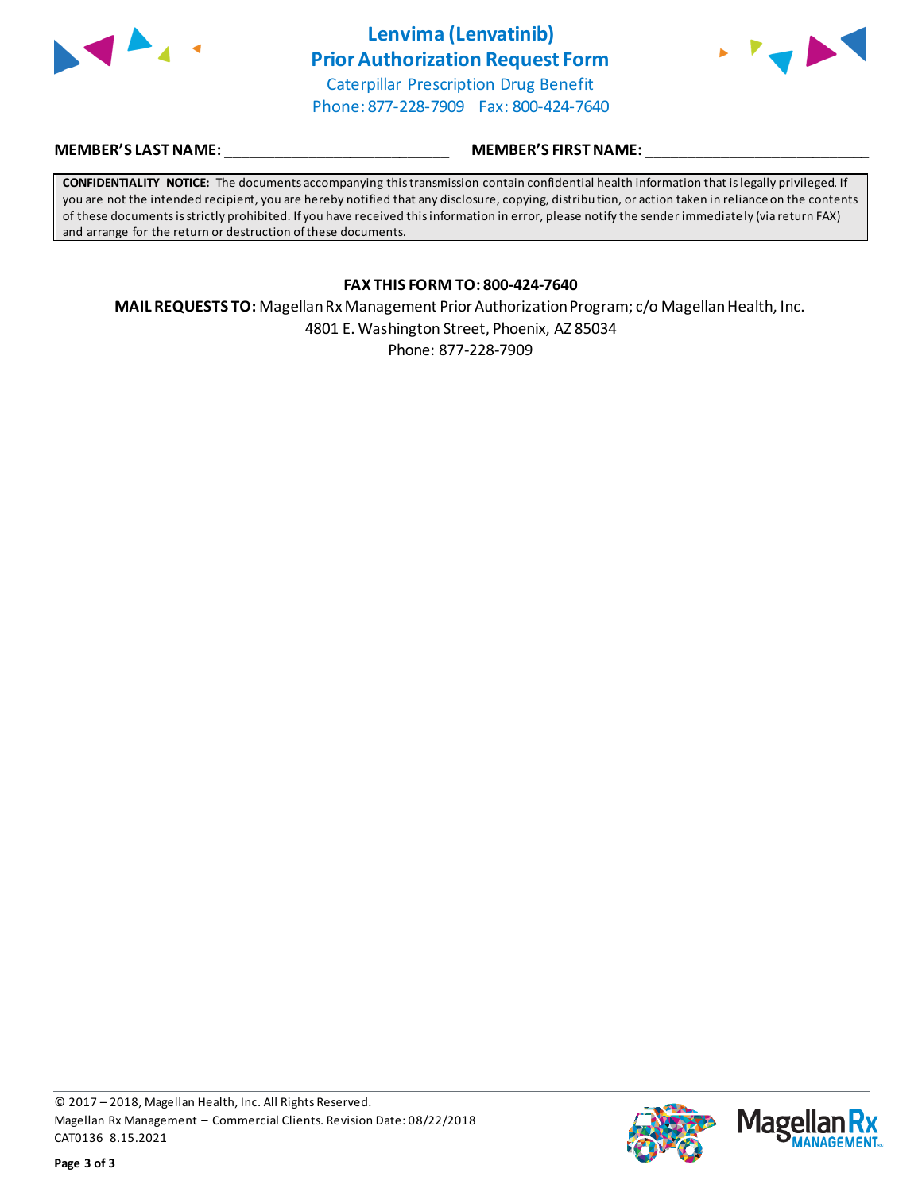**MEMBER'S LAST NAME:** ___________________________ **MEMBER'S FIRST NAME:** ___________________________

**CONFIDENTIALITY NOTICE:** The documents accompanying this transmission contain confidential health information that is legally privileged. If you are not the intended recipient, you are hereby notified that any disclosure, copying, distribution, or action taken in reliance on the contents of these documents is strictly prohibited. If you have received this information in error, please notify the sender immediately (via return FAX) and arrange for the return or destruction of these documents.

**FAX THIS FORM TO: 800-424-7640**

**MAIL REQUESTS TO:** Magellan Rx Management Prior Authorization Program; c/o Magellan Health, Inc.
4801 E. Washington Street, Phoenix, AZ 85034
Phone: 877-228-7909